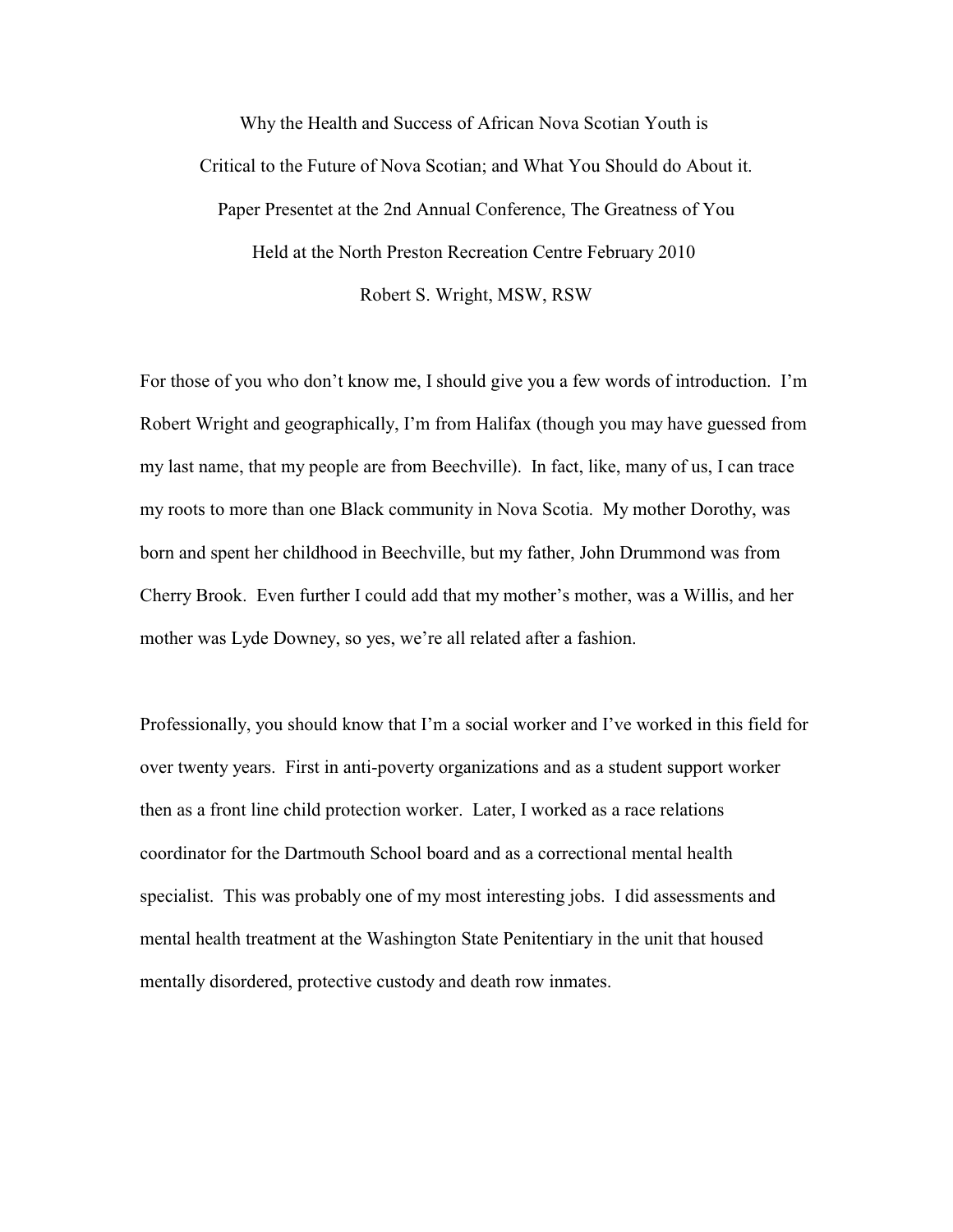Why the Health and Success of African Nova Scotian Youth is

Critical to the Future of Nova Scotian; and What You Should do About it.

Paper Presentet at the 2nd Annual Conference, The Greatness of You

Held at the North Preston Recreation Centre February 2010

Robert S. Wright, MSW, RSW

For those of you who don't know me, I should give you a few words of introduction. I'm Robert Wright and geographically, I'm from Halifax (though you may have guessed from my last name, that my people are from Beechville). In fact, like, many of us, I can trace my roots to more than one Black community in Nova Scotia. My mother Dorothy, was born and spent her childhood in Beechville, but my father, John Drummond was from Cherry Brook. Even further I could add that my mother's mother, was a Willis, and her mother was Lyde Downey, so yes, we're all related after a fashion.

Professionally, you should know that I'm a social worker and I've worked in this field for over twenty years. First in anti-poverty organizations and as a student support worker then as a front line child protection worker. Later, I worked as a race relations coordinator for the Dartmouth School board and as a correctional mental health specialist. This was probably one of my most interesting jobs. I did assessments and mental health treatment at the Washington State Penitentiary in the unit that housed mentally disordered, protective custody and death row inmates.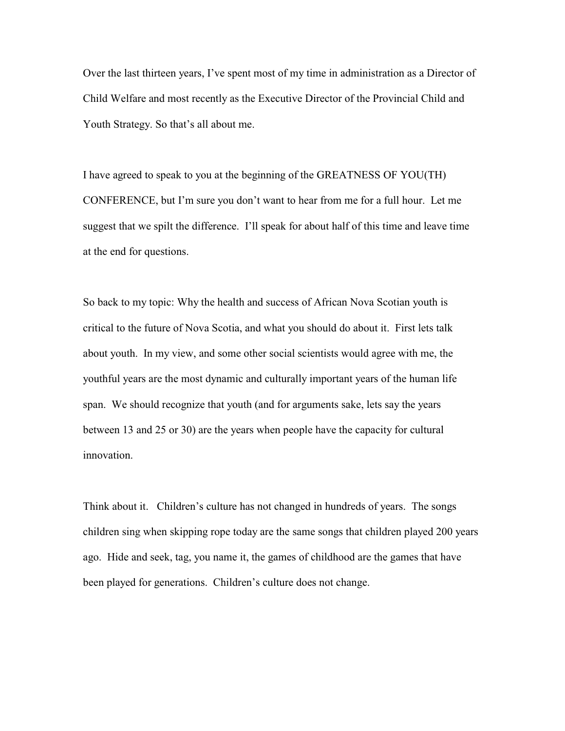Over the last thirteen years, I've spent most of my time in administration as a Director of Child Welfare and most recently as the Executive Director of the Provincial Child and Youth Strategy. So that's all about me.

I have agreed to speak to you at the beginning of the GREATNESS OF YOU(TH) CONFERENCE, but I'm sure you don't want to hear from me for a full hour. Let me suggest that we spilt the difference. I'll speak for about half of this time and leave time at the end for questions.

So back to my topic: Why the health and success of African Nova Scotian youth is critical to the future of Nova Scotia, and what you should do about it. First lets talk about youth. In my view, and some other social scientists would agree with me, the youthful years are the most dynamic and culturally important years of the human life span. We should recognize that youth (and for arguments sake, lets say the years between 13 and 25 or 30) are the years when people have the capacity for cultural innovation.

Think about it. Children's culture has not changed in hundreds of years. The songs children sing when skipping rope today are the same songs that children played 200 years ago. Hide and seek, tag, you name it, the games of childhood are the games that have been played for generations. Children's culture does not change.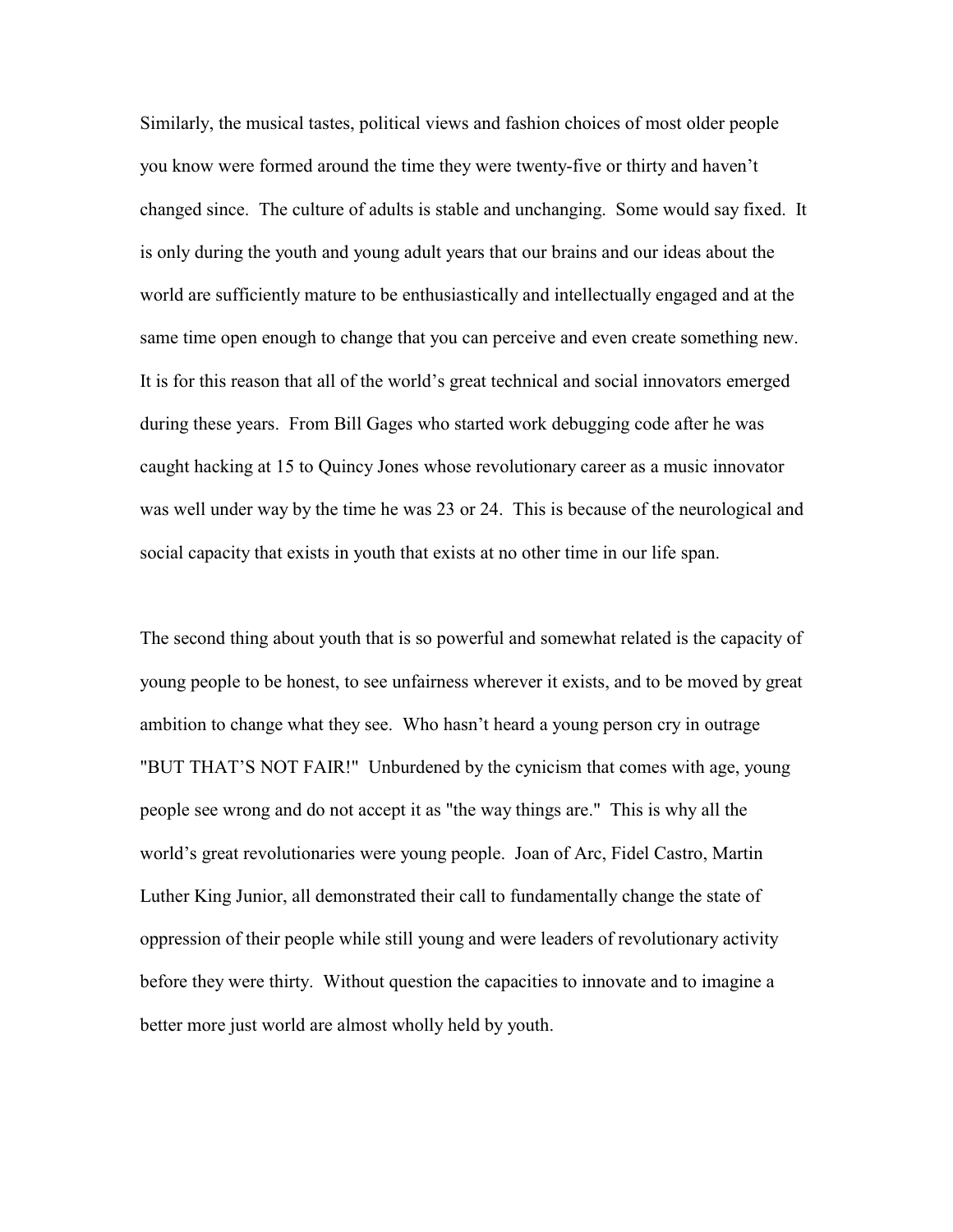Similarly, the musical tastes, political views and fashion choices of most older people you know were formed around the time they were twenty-five or thirty and haven't changed since. The culture of adults is stable and unchanging. Some would say fixed. It is only during the youth and young adult years that our brains and our ideas about the world are sufficiently mature to be enthusiastically and intellectually engaged and at the same time open enough to change that you can perceive and even create something new. It is for this reason that all of the world's great technical and social innovators emerged during these years. From Bill Gages who started work debugging code after he was caught hacking at 15 to Quincy Jones whose revolutionary career as a music innovator was well under way by the time he was 23 or 24. This is because of the neurological and social capacity that exists in youth that exists at no other time in our life span.

The second thing about youth that is so powerful and somewhat related is the capacity of young people to be honest, to see unfairness wherever it exists, and to be moved by great ambition to change what they see. Who hasn't heard a young person cry in outrage "BUT THAT'S NOT FAIR!" Unburdened by the cynicism that comes with age, young people see wrong and do not accept it as "the way things are." This is why all the world's great revolutionaries were young people. Joan of Arc, Fidel Castro, Martin Luther King Junior, all demonstrated their call to fundamentally change the state of oppression of their people while still young and were leaders of revolutionary activity before they were thirty. Without question the capacities to innovate and to imagine a better more just world are almost wholly held by youth.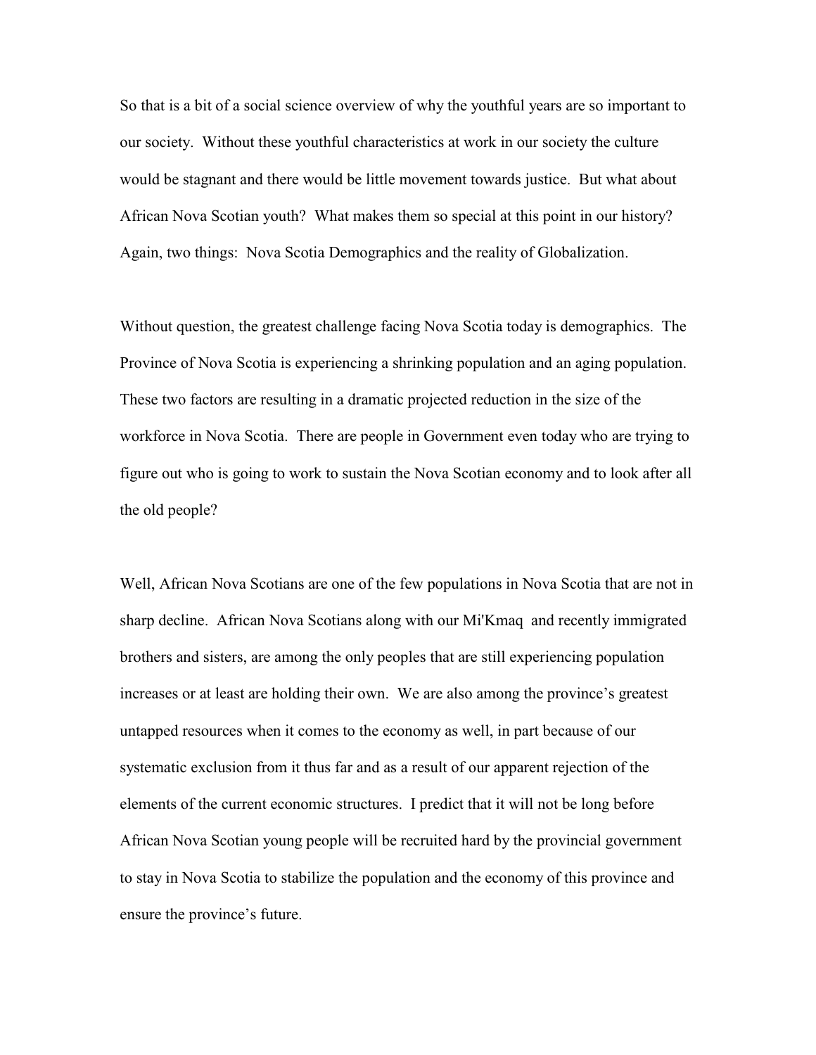So that is a bit of a social science overview of why the youthful years are so important to our society. Without these youthful characteristics at work in our society the culture would be stagnant and there would be little movement towards justice. But what about African Nova Scotian youth? What makes them so special at this point in our history? Again, two things: Nova Scotia Demographics and the reality of Globalization.

Without question, the greatest challenge facing Nova Scotia today is demographics. The Province of Nova Scotia is experiencing a shrinking population and an aging population. These two factors are resulting in a dramatic projected reduction in the size of the workforce in Nova Scotia. There are people in Government even today who are trying to figure out who is going to work to sustain the Nova Scotian economy and to look after all the old people?

Well, African Nova Scotians are one of the few populations in Nova Scotia that are not in sharp decline. African Nova Scotians along with our Mi'Kmaq and recently immigrated brothers and sisters, are among the only peoples that are still experiencing population increases or at least are holding their own. We are also among the province's greatest untapped resources when it comes to the economy as well, in part because of our systematic exclusion from it thus far and as a result of our apparent rejection of the elements of the current economic structures. I predict that it will not be long before African Nova Scotian young people will be recruited hard by the provincial government to stay in Nova Scotia to stabilize the population and the economy of this province and ensure the province's future.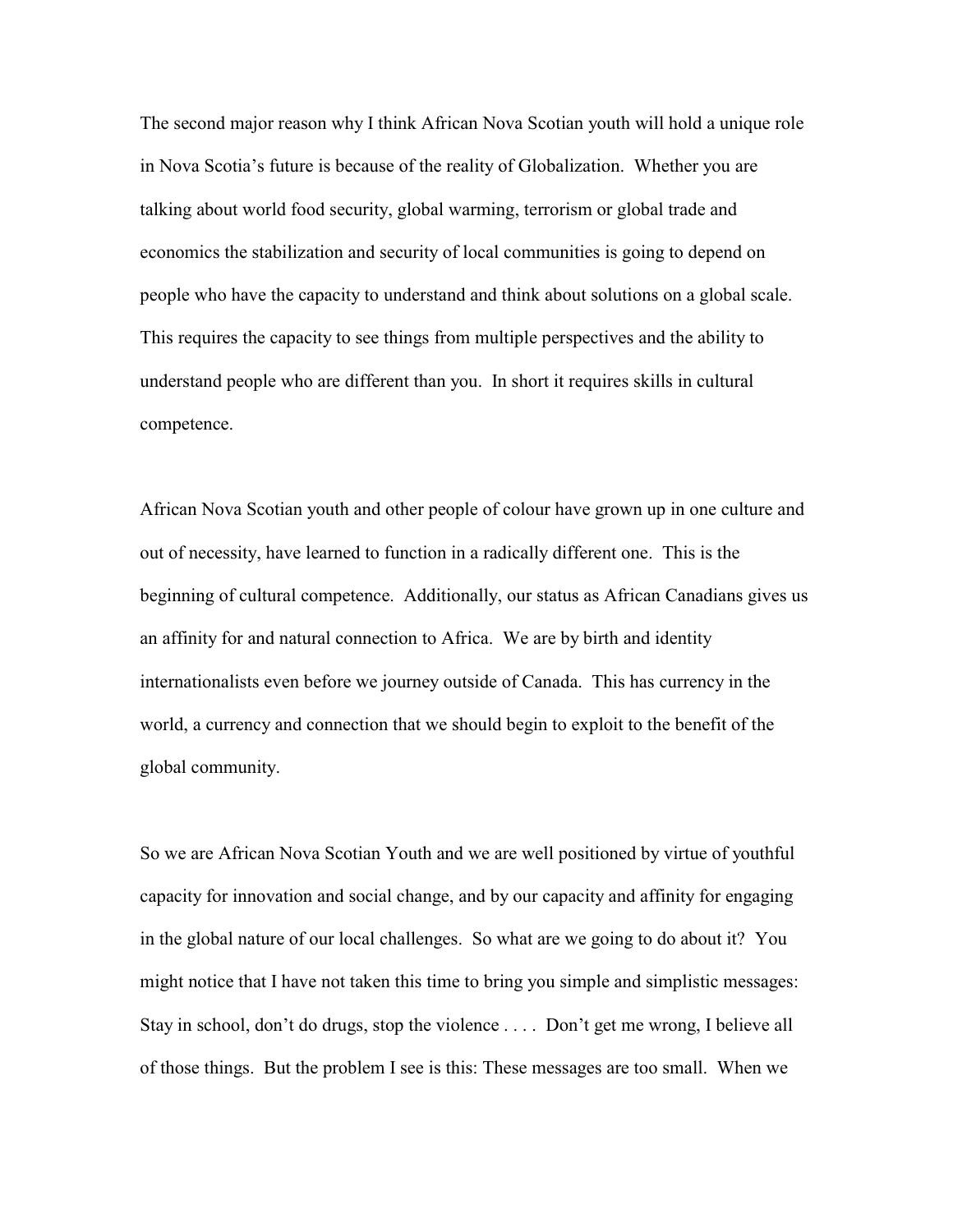The second major reason why I think African Nova Scotian youth will hold a unique role in Nova Scotia's future is because of the reality of Globalization. Whether you are talking about world food security, global warming, terrorism or global trade and economics the stabilization and security of local communities is going to depend on people who have the capacity to understand and think about solutions on a global scale. This requires the capacity to see things from multiple perspectives and the ability to understand people who are different than you. In short it requires skills in cultural competence.

African Nova Scotian youth and other people of colour have grown up in one culture and out of necessity, have learned to function in a radically different one. This is the beginning of cultural competence. Additionally, our status as African Canadians gives us an affinity for and natural connection to Africa. We are by birth and identity internationalists even before we journey outside of Canada. This has currency in the world, a currency and connection that we should begin to exploit to the benefit of the global community.

So we are African Nova Scotian Youth and we are well positioned by virtue of youthful capacity for innovation and social change, and by our capacity and affinity for engaging in the global nature of our local challenges. So what are we going to do about it? You might notice that I have not taken this time to bring you simple and simplistic messages: Stay in school, don't do drugs, stop the violence . . . . Don't get me wrong, I believe all of those things. But the problem I see is this: These messages are too small. When we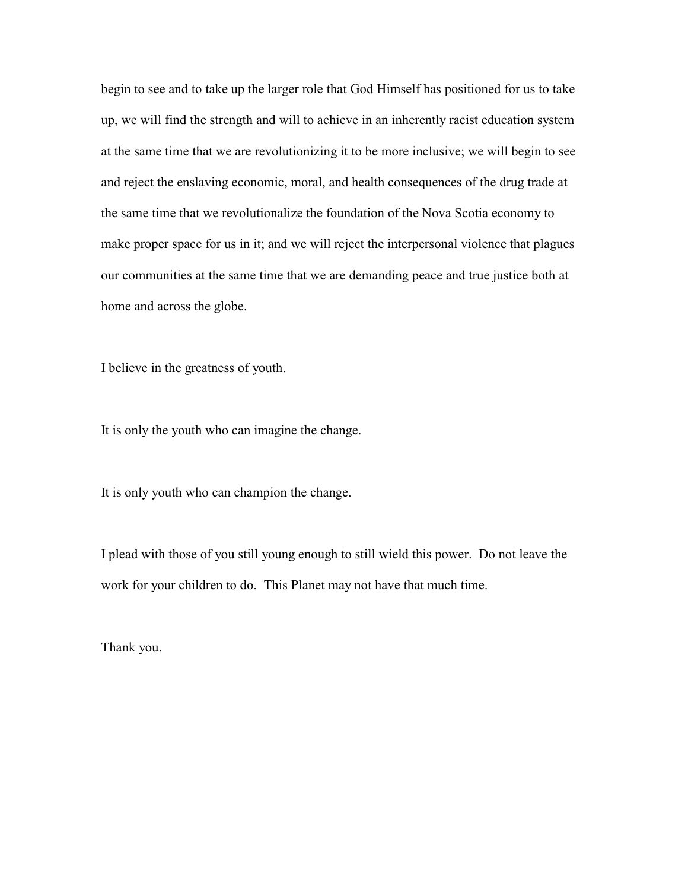begin to see and to take up the larger role that God Himself has positioned for us to take up, we will find the strength and will to achieve in an inherently racist education system at the same time that we are revolutionizing it to be more inclusive; we will begin to see and reject the enslaving economic, moral, and health consequences of the drug trade at the same time that we revolutionalize the foundation of the Nova Scotia economy to make proper space for us in it; and we will reject the interpersonal violence that plagues our communities at the same time that we are demanding peace and true justice both at home and across the globe.

I believe in the greatness of youth.

It is only the youth who can imagine the change.

It is only youth who can champion the change.

I plead with those of you still young enough to still wield this power.  Do not leave the work for your children to do.  This Planet may not have that much time.

Thank you.